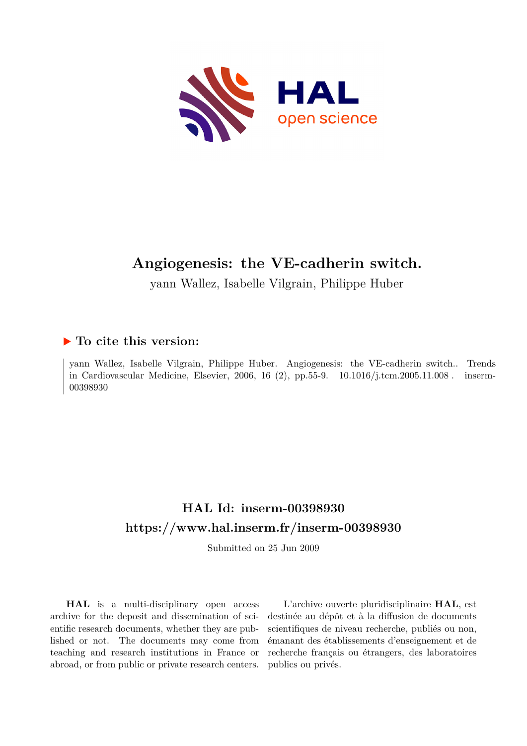# Angiogenesis: the VE-cadherin switch.

yann Wallez, Isabelle Vilgrain, Philippe Huber

## ▶ To cite this version:

yann Wallez, Isabelle Vilgrain, Philippe Huber. Angiogenesis: the VE-cadherin switch.. Trends in Cardiovascular Medicine, Elsevier, 2006, 16 (2), pp.55-9. 10.1016/j.tcm.2005.11.008 . inserm-00398930

## HAL Id: inserm-00398930
## https://www.hal.inserm.fr/inserm-00398930

Submitted on 25 Jun 2009

**HAL** is a multi-disciplinary open access archive for the deposit and dissemination of scientific research documents, whether they are published or not. The documents may come from teaching and research institutions in France or abroad, or from public or private research centers.

L'archive ouverte pluridisciplinaire **HAL**, est destinée au dépôt et à la diffusion de documents scientifiques de niveau recherche, publiés ou non, émanant des établissements d'enseignement et de recherche français ou étrangers, des laboratoires publics ou privés.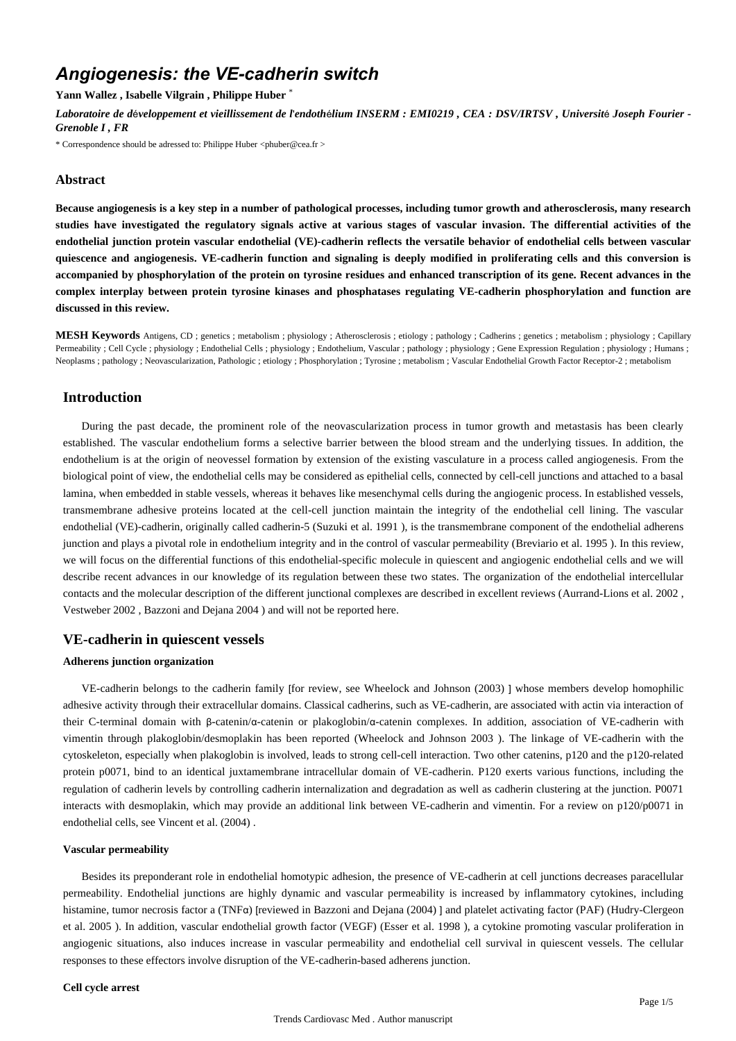# Angiogenesis: the VE-cadherin switch

**Yann Wallez , Isabelle Vilgrain , Philippe Huber** [*]

*Laboratoire de développement et vieillissement de l'endothélium INSERM : EMI0219 , CEA : DSV/IRTSV , Université Joseph Fourier - Grenoble I , FR*

* Correspondence should be adressed to: Philippe Huber <phuber@cea.fr >

## Abstract

**Because angiogenesis is a key step in a number of pathological processes, including tumor growth and atherosclerosis, many research studies have investigated the regulatory signals active at various stages of vascular invasion. The differential activities of the endothelial junction protein vascular endothelial (VE)-cadherin reflects the versatile behavior of endothelial cells between vascular quiescence and angiogenesis. VE-cadherin function and signaling is deeply modified in proliferating cells and this conversion is accompanied by phosphorylation of the protein on tyrosine residues and enhanced transcription of its gene. Recent advances in the complex interplay between protein tyrosine kinases and phosphatases regulating VE-cadherin phosphorylation and function are discussed in this review.**

**MESH Keywords** Antigens, CD ; genetics ; metabolism ; physiology ; Atherosclerosis ; etiology ; pathology ; Cadherins ; genetics ; metabolism ; physiology ; Capillary Permeability ; Cell Cycle ; physiology ; Endothelial Cells ; physiology ; Endothelium, Vascular ; pathology ; physiology ; Gene Expression Regulation ; physiology ; Humans ; Neoplasms ; pathology ; Neovascularization, Pathologic ; etiology ; Phosphorylation ; Tyrosine ; metabolism ; Vascular Endothelial Growth Factor Receptor-2 ; metabolism

## Introduction

During the past decade, the prominent role of the neovascularization process in tumor growth and metastasis has been clearly established. The vascular endothelium forms a selective barrier between the blood stream and the underlying tissues. In addition, the endothelium is at the origin of neovessel formation by extension of the existing vasculature in a process called angiogenesis. From the biological point of view, the endothelial cells may be considered as epithelial cells, connected by cell-cell junctions and attached to a basal lamina, when embedded in stable vessels, whereas it behaves like mesenchymal cells during the angiogenic process. In established vessels, transmembrane adhesive proteins located at the cell-cell junction maintain the integrity of the endothelial cell lining. The vascular endothelial (VE)-cadherin, originally called cadherin-5 (Suzuki et al. 1991 ), is the transmembrane component of the endothelial adherens junction and plays a pivotal role in endothelium integrity and in the control of vascular permeability (Breviario et al. 1995 ). In this review, we will focus on the differential functions of this endothelial-specific molecule in quiescent and angiogenic endothelial cells and we will describe recent advances in our knowledge of its regulation between these two states. The organization of the endothelial intercellular contacts and the molecular description of the different junctional complexes are described in excellent reviews (Aurrand-Lions et al. 2002 , Vestweber 2002 , Bazzoni and Dejana 2004 ) and will not be reported here.

## VE-cadherin in quiescent vessels

### Adherens junction organization

VE-cadherin belongs to the cadherin family [for review, see Wheelock and Johnson (2003) ] whose members develop homophilic adhesive activity through their extracellular domains. Classical cadherins, such as VE-cadherin, are associated with actin via interaction of their C-terminal domain with β-catenin/α-catenin or plakoglobin/α-catenin complexes. In addition, association of VE-cadherin with vimentin through plakoglobin/desmoplakin has been reported (Wheelock and Johnson 2003 ). The linkage of VE-cadherin with the cytoskeleton, especially when plakoglobin is involved, leads to strong cell-cell interaction. Two other catenins, p120 and the p120-related protein p0071, bind to an identical juxtamembrane intracellular domain of VE-cadherin. P120 exerts various functions, including the regulation of cadherin levels by controlling cadherin internalization and degradation as well as cadherin clustering at the junction. P0071 interacts with desmoplakin, which may provide an additional link between VE-cadherin and vimentin. For a review on p120/p0071 in endothelial cells, see Vincent et al. (2004) .

### Vascular permeability

Besides its preponderant role in endothelial homotypic adhesion, the presence of VE-cadherin at cell junctions decreases paracellular permeability. Endothelial junctions are highly dynamic and vascular permeability is increased by inflammatory cytokines, including histamine, tumor necrosis factor a (TNFα) [reviewed in Bazzoni and Dejana (2004) ] and platelet activating factor (PAF) (Hudry-Clergeon et al. 2005 ). In addition, vascular endothelial growth factor (VEGF) (Esser et al. 1998 ), a cytokine promoting vascular proliferation in angiogenic situations, also induces increase in vascular permeability and endothelial cell survival in quiescent vessels. The cellular responses to these effectors involve disruption of the VE-cadherin-based adherens junction.

### Cell cycle arrest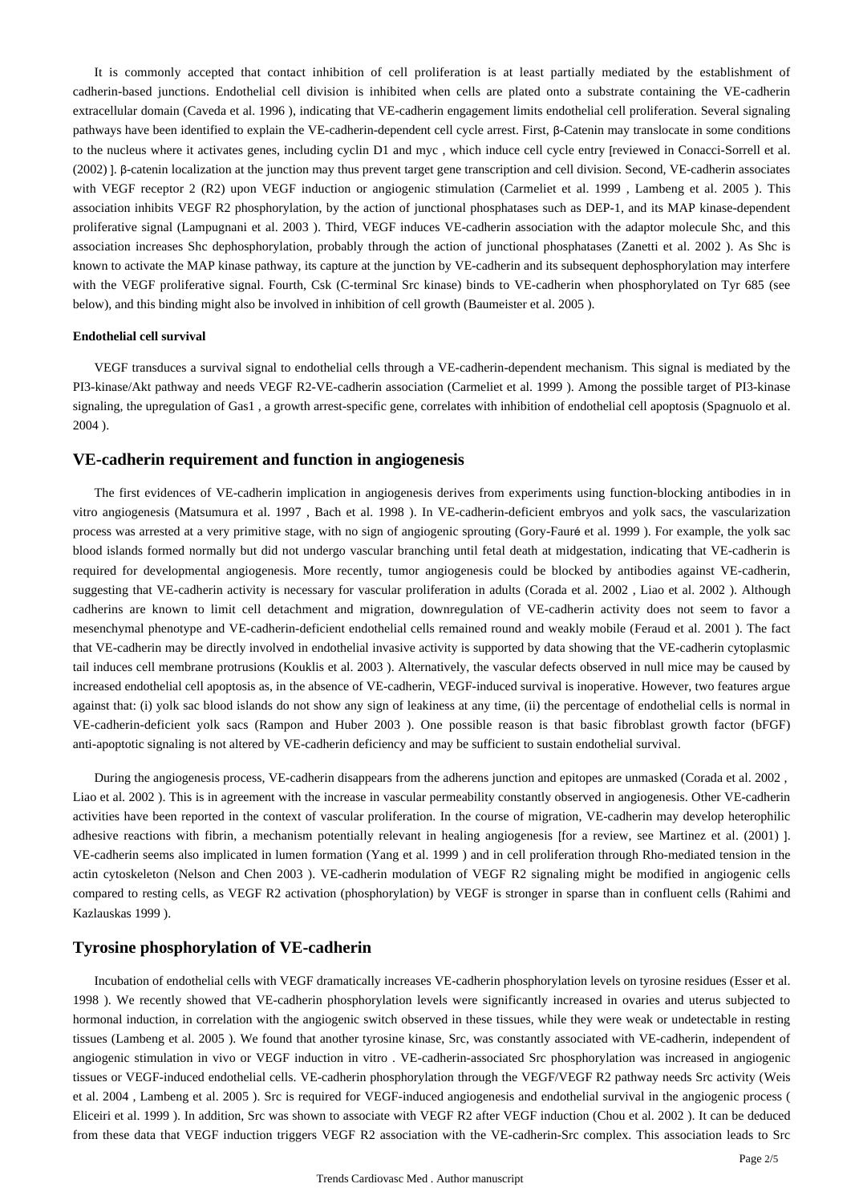It is commonly accepted that contact inhibition of cell proliferation is at least partially mediated by the establishment of cadherin-based junctions. Endothelial cell division is inhibited when cells are plated onto a substrate containing the VE-cadherin extracellular domain (Caveda et al. 1996 ), indicating that VE-cadherin engagement limits endothelial cell proliferation. Several signaling pathways have been identified to explain the VE-cadherin-dependent cell cycle arrest. First, β-Catenin may translocate in some conditions to the nucleus where it activates genes, including cyclin D1 and myc , which induce cell cycle entry [reviewed in Conacci-Sorrell et al. (2002) ]. β-catenin localization at the junction may thus prevent target gene transcription and cell division. Second, VE-cadherin associates with VEGF receptor 2 (R2) upon VEGF induction or angiogenic stimulation (Carmeliet et al. 1999 , Lambeng et al. 2005 ). This association inhibits VEGF R2 phosphorylation, by the action of junctional phosphatases such as DEP-1, and its MAP kinase-dependent proliferative signal (Lampugnani et al. 2003 ). Third, VEGF induces VE-cadherin association with the adaptor molecule Shc, and this association increases Shc dephosphorylation, probably through the action of junctional phosphatases (Zanetti et al. 2002 ). As Shc is known to activate the MAP kinase pathway, its capture at the junction by VE-cadherin and its subsequent dephosphorylation may interfere with the VEGF proliferative signal. Fourth, Csk (C-terminal Src kinase) binds to VE-cadherin when phosphorylated on Tyr 685 (see below), and this binding might also be involved in inhibition of cell growth (Baumeister et al. 2005 ).

#### Endothelial cell survival

VEGF transduces a survival signal to endothelial cells through a VE-cadherin-dependent mechanism. This signal is mediated by the PI3-kinase/Akt pathway and needs VEGF R2-VE-cadherin association (Carmeliet et al. 1999 ). Among the possible target of PI3-kinase signaling, the upregulation of Gas1 , a growth arrest-specific gene, correlates with inhibition of endothelial cell apoptosis (Spagnuolo et al. 2004 ).

## VE-cadherin requirement and function in angiogenesis

The first evidences of VE-cadherin implication in angiogenesis derives from experiments using function-blocking antibodies in in vitro angiogenesis (Matsumura et al. 1997 , Bach et al. 1998 ). In VE-cadherin-deficient embryos and yolk sacs, the vascularization process was arrested at a very primitive stage, with no sign of angiogenic sprouting (Gory-Fauré et al. 1999 ). For example, the yolk sac blood islands formed normally but did not undergo vascular branching until fetal death at midgestation, indicating that VE-cadherin is required for developmental angiogenesis. More recently, tumor angiogenesis could be blocked by antibodies against VE-cadherin, suggesting that VE-cadherin activity is necessary for vascular proliferation in adults (Corada et al. 2002 , Liao et al. 2002 ). Although cadherins are known to limit cell detachment and migration, downregulation of VE-cadherin activity does not seem to favor a mesenchymal phenotype and VE-cadherin-deficient endothelial cells remained round and weakly mobile (Feraud et al. 2001 ). The fact that VE-cadherin may be directly involved in endothelial invasive activity is supported by data showing that the VE-cadherin cytoplasmic tail induces cell membrane protrusions (Kouklis et al. 2003 ). Alternatively, the vascular defects observed in null mice may be caused by increased endothelial cell apoptosis as, in the absence of VE-cadherin, VEGF-induced survival is inoperative. However, two features argue against that: (i) yolk sac blood islands do not show any sign of leakiness at any time, (ii) the percentage of endothelial cells is normal in VE-cadherin-deficient yolk sacs (Rampon and Huber 2003 ). One possible reason is that basic fibroblast growth factor (bFGF) anti-apoptotic signaling is not altered by VE-cadherin deficiency and may be sufficient to sustain endothelial survival.

During the angiogenesis process, VE-cadherin disappears from the adherens junction and epitopes are unmasked (Corada et al. 2002 , Liao et al. 2002 ). This is in agreement with the increase in vascular permeability constantly observed in angiogenesis. Other VE-cadherin activities have been reported in the context of vascular proliferation. In the course of migration, VE-cadherin may develop heterophilic adhesive reactions with fibrin, a mechanism potentially relevant in healing angiogenesis [for a review, see Martinez et al. (2001) ]. VE-cadherin seems also implicated in lumen formation (Yang et al. 1999 ) and in cell proliferation through Rho-mediated tension in the actin cytoskeleton (Nelson and Chen 2003 ). VE-cadherin modulation of VEGF R2 signaling might be modified in angiogenic cells compared to resting cells, as VEGF R2 activation (phosphorylation) by VEGF is stronger in sparse than in confluent cells (Rahimi and Kazlauskas 1999 ).

## Tyrosine phosphorylation of VE-cadherin

Incubation of endothelial cells with VEGF dramatically increases VE-cadherin phosphorylation levels on tyrosine residues (Esser et al. 1998 ). We recently showed that VE-cadherin phosphorylation levels were significantly increased in ovaries and uterus subjected to hormonal induction, in correlation with the angiogenic switch observed in these tissues, while they were weak or undetectable in resting tissues (Lambeng et al. 2005 ). We found that another tyrosine kinase, Src, was constantly associated with VE-cadherin, independent of angiogenic stimulation in vivo or VEGF induction in vitro . VE-cadherin-associated Src phosphorylation was increased in angiogenic tissues or VEGF-induced endothelial cells. VE-cadherin phosphorylation through the VEGF/VEGF R2 pathway needs Src activity (Weis et al. 2004 , Lambeng et al. 2005 ). Src is required for VEGF-induced angiogenesis and endothelial survival in the angiogenic process ( Eliceiri et al. 1999 ). In addition, Src was shown to associate with VEGF R2 after VEGF induction (Chou et al. 2002 ). It can be deduced from these data that VEGF induction triggers VEGF R2 association with the VE-cadherin-Src complex. This association leads to Src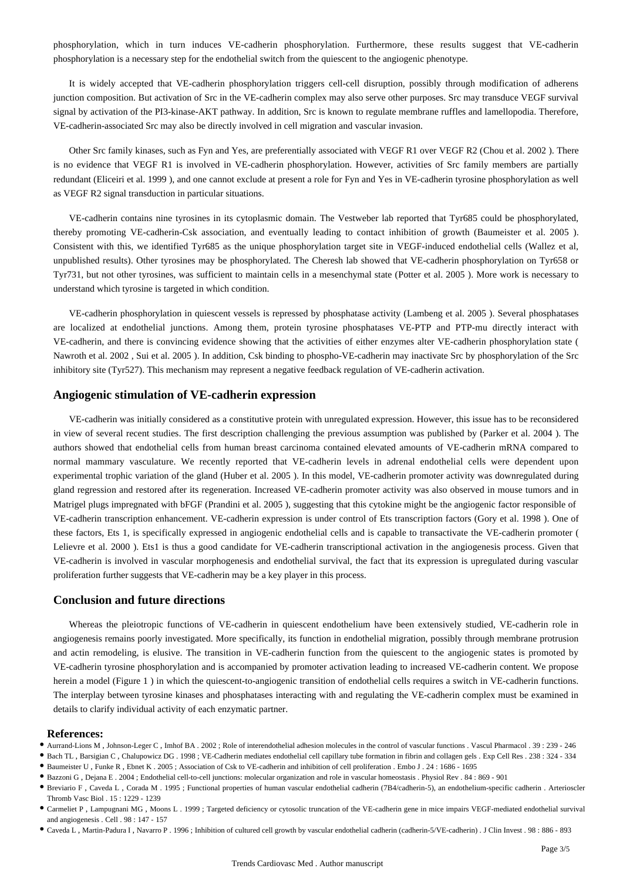phosphorylation, which in turn induces VE-cadherin phosphorylation. Furthermore, these results suggest that VE-cadherin phosphorylation is a necessary step for the endothelial switch from the quiescent to the angiogenic phenotype.

It is widely accepted that VE-cadherin phosphorylation triggers cell-cell disruption, possibly through modification of adherens junction composition. But activation of Src in the VE-cadherin complex may also serve other purposes. Src may transduce VEGF survival signal by activation of the PI3-kinase-AKT pathway. In addition, Src is known to regulate membrane ruffles and lamellopodia. Therefore, VE-cadherin-associated Src may also be directly involved in cell migration and vascular invasion.

Other Src family kinases, such as Fyn and Yes, are preferentially associated with VEGF R1 over VEGF R2 (Chou et al. 2002 ). There is no evidence that VEGF R1 is involved in VE-cadherin phosphorylation. However, activities of Src family members are partially redundant (Eliceiri et al. 1999 ), and one cannot exclude at present a role for Fyn and Yes in VE-cadherin tyrosine phosphorylation as well as VEGF R2 signal transduction in particular situations.

VE-cadherin contains nine tyrosines in its cytoplasmic domain. The Vestweber lab reported that Tyr685 could be phosphorylated, thereby promoting VE-cadherin-Csk association, and eventually leading to contact inhibition of growth (Baumeister et al. 2005 ). Consistent with this, we identified Tyr685 as the unique phosphorylation target site in VEGF-induced endothelial cells (Wallez et al, unpublished results). Other tyrosines may be phosphorylated. The Cheresh lab showed that VE-cadherin phosphorylation on Tyr658 or Tyr731, but not other tyrosines, was sufficient to maintain cells in a mesenchymal state (Potter et al. 2005 ). More work is necessary to understand which tyrosine is targeted in which condition.

VE-cadherin phosphorylation in quiescent vessels is repressed by phosphatase activity (Lambeng et al. 2005 ). Several phosphatases are localized at endothelial junctions. Among them, protein tyrosine phosphatases VE-PTP and PTP-mu directly interact with VE-cadherin, and there is convincing evidence showing that the activities of either enzymes alter VE-cadherin phosphorylation state ( Nawroth et al. 2002 , Sui et al. 2005 ). In addition, Csk binding to phospho-VE-cadherin may inactivate Src by phosphorylation of the Src inhibitory site (Tyr527). This mechanism may represent a negative feedback regulation of VE-cadherin activation.

## Angiogenic stimulation of VE-cadherin expression

VE-cadherin was initially considered as a constitutive protein with unregulated expression. However, this issue has to be reconsidered in view of several recent studies. The first description challenging the previous assumption was published by (Parker et al. 2004 ). The authors showed that endothelial cells from human breast carcinoma contained elevated amounts of VE-cadherin mRNA compared to normal mammary vasculature. We recently reported that VE-cadherin levels in adrenal endothelial cells were dependent upon experimental trophic variation of the gland (Huber et al. 2005 ). In this model, VE-cadherin promoter activity was downregulated during gland regression and restored after its regeneration. Increased VE-cadherin promoter activity was also observed in mouse tumors and in Matrigel plugs impregnated with bFGF (Prandini et al. 2005 ), suggesting that this cytokine might be the angiogenic factor responsible of VE-cadherin transcription enhancement. VE-cadherin expression is under control of Ets transcription factors (Gory et al. 1998 ). One of these factors, Ets 1, is specifically expressed in angiogenic endothelial cells and is capable to transactivate the VE-cadherin promoter ( Lelievre et al. 2000 ). Ets1 is thus a good candidate for VE-cadherin transcriptional activation in the angiogenesis process. Given that VE-cadherin is involved in vascular morphogenesis and endothelial survival, the fact that its expression is upregulated during vascular proliferation further suggests that VE-cadherin may be a key player in this process.

## Conclusion and future directions

Whereas the pleiotropic functions of VE-cadherin in quiescent endothelium have been extensively studied, VE-cadherin role in angiogenesis remains poorly investigated. More specifically, its function in endothelial migration, possibly through membrane protrusion and actin remodeling, is elusive. The transition in VE-cadherin function from the quiescent to the angiogenic states is promoted by VE-cadherin tyrosine phosphorylation and is accompanied by promoter activation leading to increased VE-cadherin content. We propose herein a model (Figure 1 ) in which the quiescent-to-angiogenic transition of endothelial cells requires a switch in VE-cadherin functions. The interplay between tyrosine kinases and phosphatases interacting with and regulating the VE-cadherin complex must be examined in details to clarify individual activity of each enzymatic partner.

### References:

- Aurrand-Lions M , Johnson-Leger C , Imhof BA . 2002 ; Role of interendothelial adhesion molecules in the control of vascular functions . Vascul Pharmacol . 39 : 239 - 246
- Bach TL , Barsigian C , Chalupowicz DG . 1998 ; VE-Cadherin mediates endothelial cell capillary tube formation in fibrin and collagen gels . Exp Cell Res . 238 : 324 - 334
- Baumeister U , Funke R , Ebnet K . 2005 ; Association of Csk to VE-cadherin and inhibition of cell proliferation . Embo J . 24 : 1686 - 1695
- Bazzoni G , Dejana E . 2004 ; Endothelial cell-to-cell junctions: molecular organization and role in vascular homeostasis . Physiol Rev . 84 : 869 - 901
- Breviario F , Caveda L , Corada M . 1995 ; Functional properties of human vascular endothelial cadherin (7B4/cadherin-5), an endothelium-specific cadherin . Arterioscler Thromb Vasc Biol . 15 : 1229 - 1239
- Carmeliet P , Lampugnani MG , Moons L . 1999 ; Targeted deficiency or cytosolic truncation of the VE-cadherin gene in mice impairs VEGF-mediated endothelial survival and angiogenesis . Cell . 98 : 147 - 157
- Caveda L , Martin-Padura I , Navarro P . 1996 ; Inhibition of cultured cell growth by vascular endothelial cadherin (cadherin-5/VE-cadherin) . J Clin Invest . 98 : 886 - 893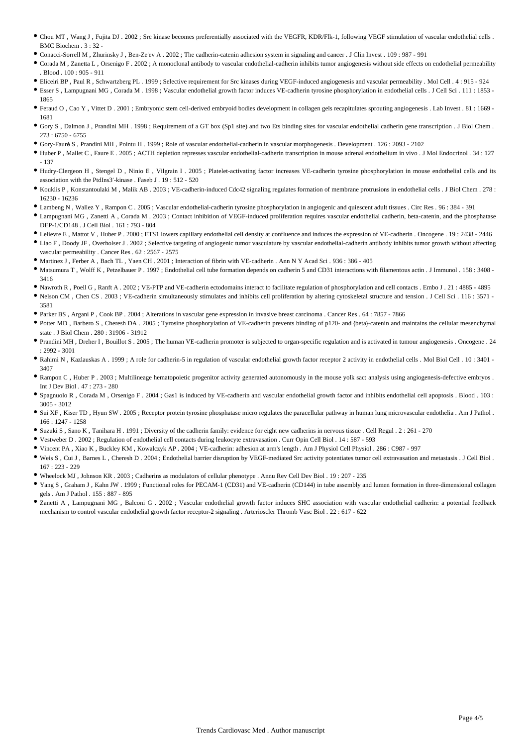- Chou MT , Wang J , Fujita DJ . 2002 ; Src kinase becomes preferentially associated with the VEGFR, KDR/Flk-1, following VEGF stimulation of vascular endothelial cells . BMC Biochem . 3 : 32 -
- Conacci-Sorrell M , Zhurinsky J , Ben-Ze'ev A . 2002 ; The cadherin-catenin adhesion system in signaling and cancer . J Clin Invest . 109 : 987 - 991
- Corada M , Zanetta L , Orsenigo F . 2002 ; A monoclonal antibody to vascular endothelial-cadherin inhibits tumor angiogenesis without side effects on endothelial permeability . Blood . 100 : 905 - 911
- Eliceiri BP , Paul R , Schwartzberg PL . 1999 ; Selective requirement for Src kinases during VEGF-induced angiogenesis and vascular permeability . Mol Cell . 4 : 915 - 924
- Esser S , Lampugnani MG , Corada M . 1998 ; Vascular endothelial growth factor induces VE-cadherin tyrosine phosphorylation in endothelial cells . J Cell Sci . 111 : 1853 - 1865
- Feraud O , Cao Y , Vittet D . 2001 ; Embryonic stem cell-derived embryoid bodies development in collagen gels recapitulates sprouting angiogenesis . Lab Invest . 81 : 1669 - 1681
- Gory S , Dalmon J , Prandini MH . 1998 ; Requirement of a GT box (Sp1 site) and two Ets binding sites for vascular endothelial cadherin gene transcription . J Biol Chem . 273 : 6750 - 6755
- Gory-Fauré S , Prandini MH , Pointu H . 1999 ; Role of vascular endothelial-cadherin in vascular morphogenesis . Development . 126 : 2093 - 2102
- Huber P , Mallet C , Faure E . 2005 ; ACTH depletion represses vascular endothelial-cadherin transcription in mouse adrenal endothelium in vivo . J Mol Endocrinol . 34 : 127 - 137
- Hudry-Clergeon H , Stengel D , Ninio E , Vilgrain I . 2005 ; Platelet-activating factor increases VE-cadherin tyrosine phosphorylation in mouse endothelial cells and its association with the PtdIns3'-kinase . Faseb J . 19 : 512 - 520
- Kouklis P , Konstantoulaki M , Malik AB . 2003 ; VE-cadherin-induced Cdc42 signaling regulates formation of membrane protrusions in endothelial cells . J Biol Chem . 278 : 16230 - 16236
- Lambeng N , Wallez Y , Rampon C . 2005 ; Vascular endothelial-cadherin tyrosine phosphorylation in angiogenic and quiescent adult tissues . Circ Res . 96 : 384 - 391
- Lampugnani MG , Zanetti A , Corada M . 2003 ; Contact inhibition of VEGF-induced proliferation requires vascular endothelial cadherin, beta-catenin, and the phosphatase DEP-1/CD148 . J Cell Biol . 161 : 793 - 804
- Lelievre E , Mattot V , Huber P . 2000 ; ETS1 lowers capillary endothelial cell density at confluence and induces the expression of VE-cadherin . Oncogene . 19 : 2438 - 2446
- Liao F , Doody JF , Overholser J . 2002 ; Selective targeting of angiogenic tumor vasculature by vascular endothelial-cadherin antibody inhibits tumor growth without affecting vascular permeability . Cancer Res . 62 : 2567 - 2575
- Martinez J , Ferber A , Bach TL , Yaen CH . 2001 ; Interaction of fibrin with VE-cadherin . Ann N Y Acad Sci . 936 : 386 - 405
- Matsumura T , Wolff K , Petzelbauer P . 1997 ; Endothelial cell tube formation depends on cadherin 5 and CD31 interactions with filamentous actin . J Immunol . 158 : 3408 - 3416
- Nawroth R , Poell G , Ranft A . 2002 ; VE-PTP and VE-cadherin ectodomains interact to facilitate regulation of phosphorylation and cell contacts . Embo J . 21 : 4885 - 4895
- Nelson CM , Chen CS . 2003 ; VE-cadherin simultaneously stimulates and inhibits cell proliferation by altering cytoskeletal structure and tension . J Cell Sci . 116 : 3571 - 3581
- Parker BS , Argani P , Cook BP . 2004 ; Alterations in vascular gene expression in invasive breast carcinoma . Cancer Res . 64 : 7857 - 7866
- Potter MD , Barbero S , Cheresh DA . 2005 ; Tyrosine phosphorylation of VE-cadherin prevents binding of p120- and {beta}-catenin and maintains the cellular mesenchymal state . J Biol Chem . 280 : 31906 - 31912
- Prandini MH , Dreher I , Bouillot S . 2005 ; The human VE-cadherin promoter is subjected to organ-specific regulation and is activated in tumour angiogenesis . Oncogene . 24 : 2992 - 3001
- Rahimi N , Kazlauskas A . 1999 ; A role for cadherin-5 in regulation of vascular endothelial growth factor receptor 2 activity in endothelial cells . Mol Biol Cell . 10 : 3401 - 3407
- Rampon C , Huber P . 2003 ; Multilineage hematopoietic progenitor activity generated autonomously in the mouse yolk sac: analysis using angiogenesis-defective embryos . Int J Dev Biol . 47 : 273 - 280
- Spagnuolo R , Corada M , Orsenigo F . 2004 ; Gas1 is induced by VE-cadherin and vascular endothelial growth factor and inhibits endothelial cell apoptosis . Blood . 103 : 3005 - 3012
- Sui XF , Kiser TD , Hyun SW . 2005 ; Receptor protein tyrosine phosphatase micro regulates the paracellular pathway in human lung microvascular endothelia . Am J Pathol . 166 : 1247 - 1258
- Suzuki S , Sano K , Tanihara H . 1991 ; Diversity of the cadherin family: evidence for eight new cadherins in nervous tissue . Cell Regul . 2 : 261 - 270
- Vestweber D . 2002 ; Regulation of endothelial cell contacts during leukocyte extravasation . Curr Opin Cell Biol . 14 : 587 - 593
- Vincent PA , Xiao K , Buckley KM , Kowalczyk AP . 2004 ; VE-cadherin: adhesion at arm's length . Am J Physiol Cell Physiol . 286 : C987 - 997
- Weis S , Cui J , Barnes L , Cheresh D . 2004 ; Endothelial barrier disruption by VEGF-mediated Src activity potentiates tumor cell extravasation and metastasis . J Cell Biol . 167 : 223 - 229
- Wheelock MJ , Johnson KR . 2003 ; Cadherins as modulators of cellular phenotype . Annu Rev Cell Dev Biol . 19 : 207 - 235
- Yang S , Graham J , Kahn JW . 1999 ; Functional roles for PECAM-1 (CD31) and VE-cadherin (CD144) in tube assembly and lumen formation in three-dimensional collagen gels . Am J Pathol . 155 : 887 - 895
- Zanetti A , Lampugnani MG , Balconi G . 2002 ; Vascular endothelial growth factor induces SHC association with vascular endothelial cadherin: a potential feedback mechanism to control vascular endothelial growth factor receptor-2 signaling . Arterioscler Thromb Vasc Biol . 22 : 617 - 622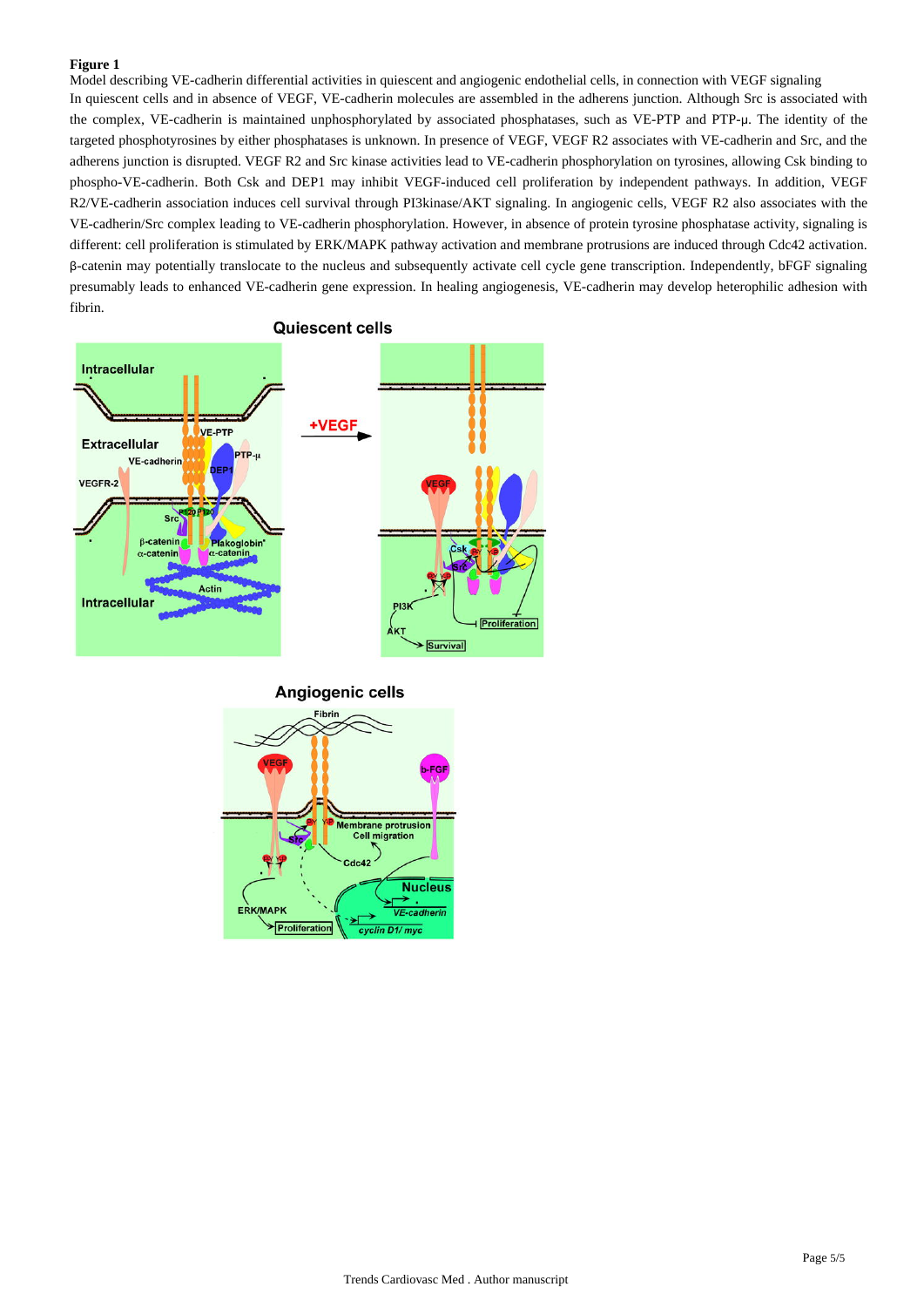**Figure 1**

Model describing VE-cadherin differential activities in quiescent and angiogenic endothelial cells, in connection with VEGF signaling

In quiescent cells and in absence of VEGF, VE-cadherin molecules are assembled in the adherens junction. Although Src is associated with the complex, VE-cadherin is maintained unphosphorylated by associated phosphatases, such as VE-PTP and PTP-μ. The identity of the targeted phosphotyrosines by either phosphatases is unknown. In presence of VEGF, VEGF R2 associates with VE-cadherin and Src, and the adherens junction is disrupted. VEGF R2 and Src kinase activities lead to VE-cadherin phosphorylation on tyrosines, allowing Csk binding to phospho-VE-cadherin. Both Csk and DEP1 may inhibit VEGF-induced cell proliferation by independent pathways. In addition, VEGF R2/VE-cadherin association induces cell survival through PI3kinase/AKT signaling. In angiogenic cells, VEGF R2 also associates with the VE-cadherin/Src complex leading to VE-cadherin phosphorylation. However, in absence of protein tyrosine phosphatase activity, signaling is different: cell proliferation is stimulated by ERK/MAPK pathway activation and membrane protrusions are induced through Cdc42 activation. β-catenin may potentially translocate to the nucleus and subsequently activate cell cycle gene transcription. Independently, bFGF signaling presumably leads to enhanced VE-cadherin gene expression. In healing angiogenesis, VE-cadherin may develop heterophilic adhesion with fibrin.

Quiescent cells

Intracellular
Extracellular
VE-PTP
PTP-μ
VE-cadherin
DEP1
VEGFR-2
P120
P190
Src
β-catenin
α-catenin
Plakoglobin
α-catenin
Actin
Intracellular

+VEGF

VEGF
Csk
Src
PI3K
AKT
Survival
Proliferation

Angiogenic cells

Fibrin
VEGF
b-FGF
Src
Membrane protrusion
Cell migration
Cdc42
Nucleus
ERK/MAPK
Proliferation
VE-cadherin
cyclin D1/ myc